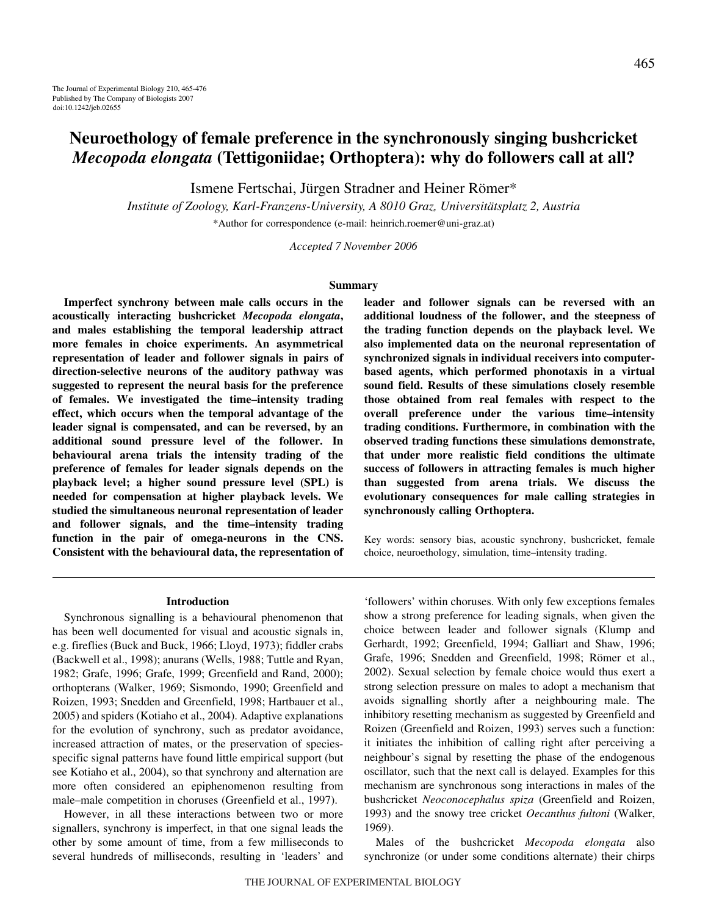# Neuroethology of female preference in the synchronously singing bushcricket *Mecopoda elongata* (Tettigoniidae; Orthoptera): why do followers call at all?

Ismene Fertschai, Jürgen Stradner and Heiner Römer*

*Institute of Zoology, Karl-Franzens-University, A 8010 Graz, Universitätsplatz 2, Austria*

*Author for correspondence (e-mail: heinrich.roemer@uni-graz.at)

*Accepted 7 November 2006*

## Summary

**Imperfect synchrony between male calls occurs in the acoustically interacting bushcricket *Mecopoda elongata*, and males establishing the temporal leadership attract more females in choice experiments. An asymmetrical representation of leader and follower signals in pairs of direction-selective neurons of the auditory pathway was suggested to represent the neural basis for the preference of females. We investigated the time–intensity trading effect, which occurs when the temporal advantage of the leader signal is compensated, and can be reversed, by an additional sound pressure level of the follower. In behavioural arena trials the intensity trading of the preference of females for leader signals depends on the playback level; a higher sound pressure level (SPL) is needed for compensation at higher playback levels. We studied the simultaneous neuronal representation of leader and follower signals, and the time–intensity trading function in the pair of omega-neurons in the CNS. Consistent with the behavioural data, the representation of leader and follower signals can be reversed with an additional loudness of the follower, and the steepness of the trading function depends on the playback level. We also implemented data on the neuronal representation of synchronized signals in individual receivers into computer-based agents, which performed phonotaxis in a virtual sound field. Results of these simulations closely resemble those obtained from real females with respect to the overall preference under the various time–intensity trading conditions. Furthermore, in combination with the observed trading functions these simulations demonstrate, that under more realistic field conditions the ultimate success of followers in attracting females is much higher than suggested from arena trials. We discuss the evolutionary consequences for male calling strategies in synchronously calling Orthoptera.**

Key words: sensory bias, acoustic synchrony, bushcricket, female choice, neuroethology, simulation, time–intensity trading.

## Introduction

Synchronous signalling is a behavioural phenomenon that has been well documented for visual and acoustic signals in, e.g. fireflies (Buck and Buck, 1966; Lloyd, 1973); fiddler crabs (Backwell et al., 1998); anurans (Wells, 1988; Tuttle and Ryan, 1982; Grafe, 1996; Grafe, 1999; Greenfield and Rand, 2000); orthopterans (Walker, 1969; Sismondo, 1990; Greenfield and Roizen, 1993; Snedden and Greenfield, 1998; Hartbauer et al., 2005) and spiders (Kotiaho et al., 2004). Adaptive explanations for the evolution of synchrony, such as predator avoidance, increased attraction of mates, or the preservation of species-specific signal patterns have found little empirical support (but see Kotiaho et al., 2004), so that synchrony and alternation are more often considered an epiphenomenon resulting from male–male competition in choruses (Greenfield et al., 1997).

However, in all these interactions between two or more signallers, synchrony is imperfect, in that one signal leads the other by some amount of time, from a few milliseconds to several hundreds of milliseconds, resulting in 'leaders' and 'followers' within choruses. With only few exceptions females show a strong preference for leading signals, when given the choice between leader and follower signals (Klump and Gerhardt, 1992; Greenfield, 1994; Galliart and Shaw, 1996; Grafe, 1996; Snedden and Greenfield, 1998; Römer et al., 2002). Sexual selection by female choice would thus exert a strong selection pressure on males to adopt a mechanism that avoids signalling shortly after a neighbouring male. The inhibitory resetting mechanism as suggested by Greenfield and Roizen (Greenfield and Roizen, 1993) serves such a function: it initiates the inhibition of calling right after perceiving a neighbour's signal by resetting the phase of the endogenous oscillator, such that the next call is delayed. Examples for this mechanism are synchronous song interactions in males of the bushcricket *Neoconocephalus spiza* (Greenfield and Roizen, 1993) and the snowy tree cricket *Oecanthus fultoni* (Walker, 1969).

Males of the bushcricket *Mecopoda elongata* also synchronize (or under some conditions alternate) their chirps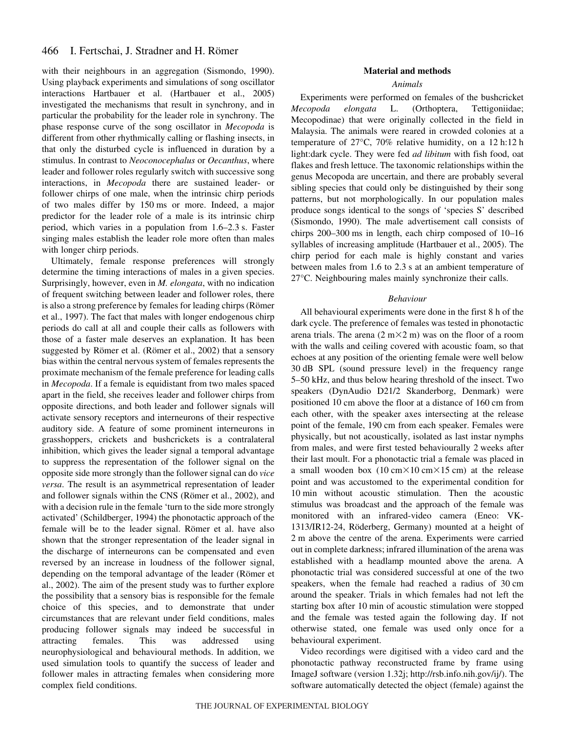with their neighbours in an aggregation (Sismondo, 1990). Using playback experiments and simulations of song oscillator interactions Hartbauer et al. (Hartbauer et al., 2005) investigated the mechanisms that result in synchrony, and in particular the probability for the leader role in synchrony. The phase response curve of the song oscillator in *Mecopoda* is different from other rhythmically calling or flashing insects, in that only the disturbed cycle is influenced in duration by a stimulus. In contrast to *Neoconocephalus* or *Oecanthus*, where leader and follower roles regularly switch with successive song interactions, in *Mecopoda* there are sustained leader- or follower chirps of one male, when the intrinsic chirp periods of two males differ by 150 ms or more. Indeed, a major predictor for the leader role of a male is its intrinsic chirp period, which varies in a population from 1.6–2.3 s. Faster singing males establish the leader role more often than males with longer chirp periods.

Ultimately, female response preferences will strongly determine the timing interactions of males in a given species. Surprisingly, however, even in *M. elongata*, with no indication of frequent switching between leader and follower roles, there is also a strong preference by females for leading chirps (Römer et al., 1997). The fact that males with longer endogenous chirp periods do call at all and couple their calls as followers with those of a faster male deserves an explanation. It has been suggested by Römer et al. (Römer et al., 2002) that a sensory bias within the central nervous system of females represents the proximate mechanism of the female preference for leading calls in *Mecopoda*. If a female is equidistant from two males spaced apart in the field, she receives leader and follower chirps from opposite directions, and both leader and follower signals will activate sensory receptors and interneurons of their respective auditory side. A feature of some prominent interneurons in grasshoppers, crickets and bushcrickets is a contralateral inhibition, which gives the leader signal a temporal advantage to suppress the representation of the follower signal on the opposite side more strongly than the follower signal can do *vice versa*. The result is an asymmetrical representation of leader and follower signals within the CNS (Römer et al., 2002), and with a decision rule in the female 'turn to the side more strongly activated' (Schildberger, 1994) the phonotactic approach of the female will be to the leader signal. Römer et al. have also shown that the stronger representation of the leader signal in the discharge of interneurons can be compensated and even reversed by an increase in loudness of the follower signal, depending on the temporal advantage of the leader (Römer et al., 2002). The aim of the present study was to further explore the possibility that a sensory bias is responsible for the female choice of this species, and to demonstrate that under circumstances that are relevant under field conditions, males producing follower signals may indeed be successful in attracting females. This was addressed using neurophysiological and behavioural methods. In addition, we used simulation tools to quantify the success of leader and follower males in attracting females when considering more complex field conditions.

## Material and methods

### Animals

Experiments were performed on females of the bushcricket *Mecopoda elongata* L. (Orthoptera, Tettigoniidae; Mecopodinae) that were originally collected in the field in Malaysia. The animals were reared in crowded colonies at a temperature of 27°C, 70% relative humidity, on a 12 h:12 h light:dark cycle. They were fed *ad libitum* with fish food, oat flakes and fresh lettuce. The taxonomic relationships within the genus Mecopoda are uncertain, and there are probably several sibling species that could only be distinguished by their song patterns, but not morphologically. In our population males produce songs identical to the songs of 'species S' described (Sismondo, 1990). The male advertisement call consists of chirps 200–300 ms in length, each chirp composed of 10–16 syllables of increasing amplitude (Hartbauer et al., 2005). The chirp period for each male is highly constant and varies between males from 1.6 to 2.3 s at an ambient temperature of 27°C. Neighbouring males mainly synchronize their calls.

### Behaviour

All behavioural experiments were done in the first 8 h of the dark cycle. The preference of females was tested in phonotactic arena trials. The arena (2 m×2 m) was on the floor of a room with the walls and ceiling covered with acoustic foam, so that echoes at any position of the orienting female were well below 30 dB SPL (sound pressure level) in the frequency range 5–50 kHz, and thus below hearing threshold of the insect. Two speakers (DynAudio D21/2 Skanderborg, Denmark) were positioned 10 cm above the floor at a distance of 160 cm from each other, with the speaker axes intersecting at the release point of the female, 190 cm from each speaker. Females were physically, but not acoustically, isolated as last instar nymphs from males, and were first tested behaviourally 2 weeks after their last moult. For a phonotactic trial a female was placed in a small wooden box (10 cm×10 cm×15 cm) at the release point and was accustomed to the experimental condition for 10 min without acoustic stimulation. Then the acoustic stimulus was broadcast and the approach of the female was monitored with an infrared-video camera (Eneo: VK-1313/IR12-24, Röderberg, Germany) mounted at a height of 2 m above the centre of the arena. Experiments were carried out in complete darkness; infrared illumination of the arena was established with a headlamp mounted above the arena. A phonotactic trial was considered successful at one of the two speakers, when the female had reached a radius of 30 cm around the speaker. Trials in which females had not left the starting box after 10 min of acoustic stimulation were stopped and the female was tested again the following day. If not otherwise stated, one female was used only once for a behavioural experiment.

Video recordings were digitised with a video card and the phonotactic pathway reconstructed frame by frame using ImageJ software (version 1.32j; http://rsb.info.nih.gov/ij/). The software automatically detected the object (female) against the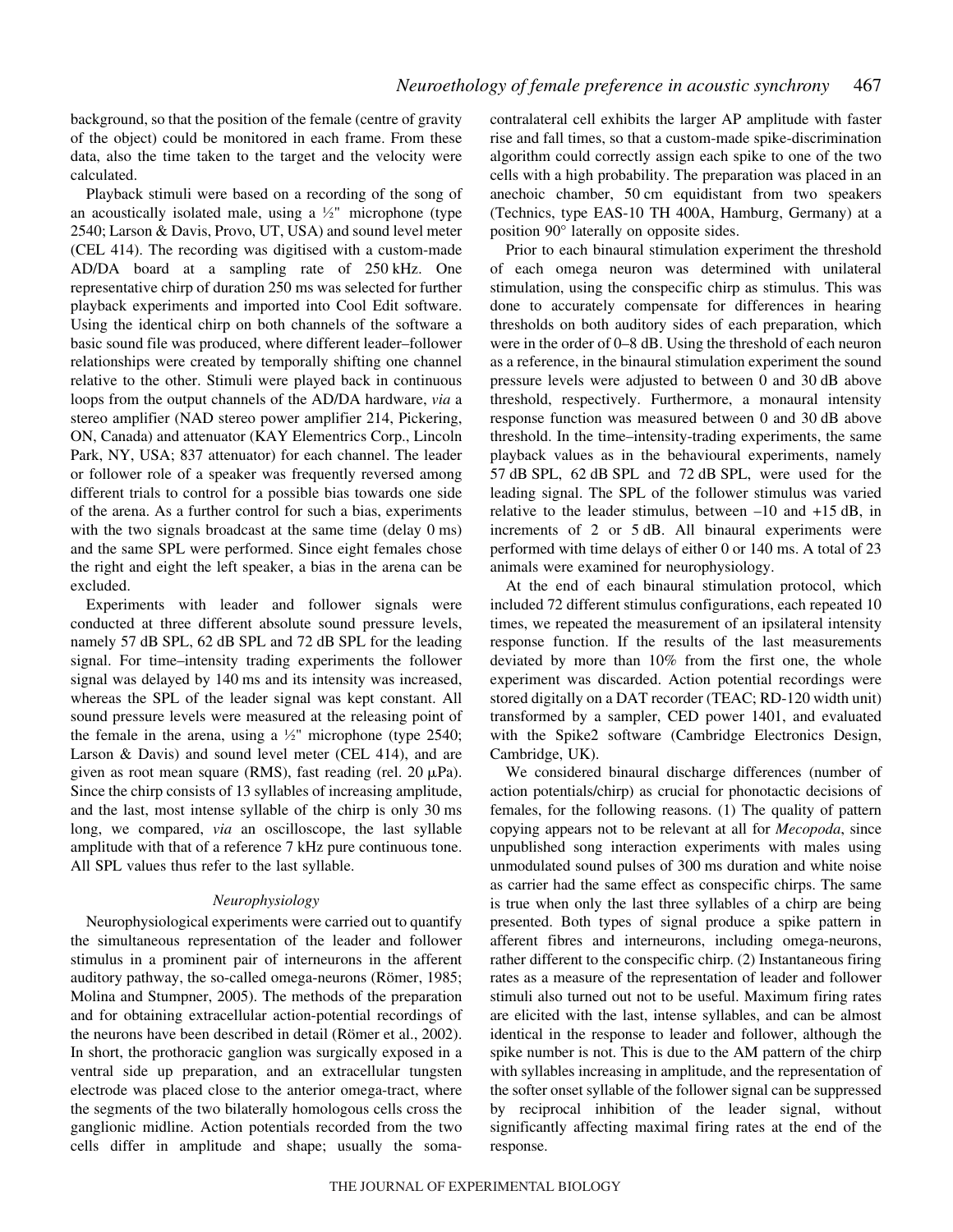background, so that the position of the female (centre of gravity of the object) could be monitored in each frame. From these data, also the time taken to the target and the velocity were calculated.

Playback stimuli were based on a recording of the song of an acoustically isolated male, using a ½" microphone (type 2540; Larson & Davis, Provo, UT, USA) and sound level meter (CEL 414). The recording was digitised with a custom-made AD/DA board at a sampling rate of 250 kHz. One representative chirp of duration 250 ms was selected for further playback experiments and imported into Cool Edit software. Using the identical chirp on both channels of the software a basic sound file was produced, where different leader–follower relationships were created by temporally shifting one channel relative to the other. Stimuli were played back in continuous loops from the output channels of the AD/DA hardware, *via* a stereo amplifier (NAD stereo power amplifier 214, Pickering, ON, Canada) and attenuator (KAY Elementrics Corp., Lincoln Park, NY, USA; 837 attenuator) for each channel. The leader or follower role of a speaker was frequently reversed among different trials to control for a possible bias towards one side of the arena. As a further control for such a bias, experiments with the two signals broadcast at the same time (delay 0 ms) and the same SPL were performed. Since eight females chose the right and eight the left speaker, a bias in the arena can be excluded.

Experiments with leader and follower signals were conducted at three different absolute sound pressure levels, namely 57 dB SPL, 62 dB SPL and 72 dB SPL for the leading signal. For time–intensity trading experiments the follower signal was delayed by 140 ms and its intensity was increased, whereas the SPL of the leader signal was kept constant. All sound pressure levels were measured at the releasing point of the female in the arena, using a ½" microphone (type 2540; Larson & Davis) and sound level meter (CEL 414), and are given as root mean square (RMS), fast reading (rel. 20 μPa). Since the chirp consists of 13 syllables of increasing amplitude, and the last, most intense syllable of the chirp is only 30 ms long, we compared, *via* an oscilloscope, the last syllable amplitude with that of a reference 7 kHz pure continuous tone. All SPL values thus refer to the last syllable.

### *Neurophysiology*

Neurophysiological experiments were carried out to quantify the simultaneous representation of the leader and follower stimulus in a prominent pair of interneurons in the afferent auditory pathway, the so-called omega-neurons (Römer, 1985; Molina and Stumpner, 2005). The methods of the preparation and for obtaining extracellular action-potential recordings of the neurons have been described in detail (Römer et al., 2002). In short, the prothoracic ganglion was surgically exposed in a ventral side up preparation, and an extracellular tungsten electrode was placed close to the anterior omega-tract, where the segments of the two bilaterally homologous cells cross the ganglionic midline. Action potentials recorded from the two cells differ in amplitude and shape; usually the soma-contralateral cell exhibits the larger AP amplitude with faster rise and fall times, so that a custom-made spike-discrimination algorithm could correctly assign each spike to one of the two cells with a high probability. The preparation was placed in an anechoic chamber, 50 cm equidistant from two speakers (Technics, type EAS-10 TH 400A, Hamburg, Germany) at a position 90° laterally on opposite sides.

Prior to each binaural stimulation experiment the threshold of each omega neuron was determined with unilateral stimulation, using the conspecific chirp as stimulus. This was done to accurately compensate for differences in hearing thresholds on both auditory sides of each preparation, which were in the order of 0–8 dB. Using the threshold of each neuron as a reference, in the binaural stimulation experiment the sound pressure levels were adjusted to between 0 and 30 dB above threshold, respectively. Furthermore, a monaural intensity response function was measured between 0 and 30 dB above threshold. In the time–intensity-trading experiments, the same playback values as in the behavioural experiments, namely 57 dB SPL, 62 dB SPL and 72 dB SPL, were used for the leading signal. The SPL of the follower stimulus was varied relative to the leader stimulus, between –10 and +15 dB, in increments of 2 or 5 dB. All binaural experiments were performed with time delays of either 0 or 140 ms. A total of 23 animals were examined for neurophysiology.

At the end of each binaural stimulation protocol, which included 72 different stimulus configurations, each repeated 10 times, we repeated the measurement of an ipsilateral intensity response function. If the results of the last measurements deviated by more than 10% from the first one, the whole experiment was discarded. Action potential recordings were stored digitally on a DAT recorder (TEAC; RD-120 width unit) transformed by a sampler, CED power 1401, and evaluated with the Spike2 software (Cambridge Electronics Design, Cambridge, UK).

We considered binaural discharge differences (number of action potentials/chirp) as crucial for phonotactic decisions of females, for the following reasons. (1) The quality of pattern copying appears not to be relevant at all for *Mecopoda*, since unpublished song interaction experiments with males using unmodulated sound pulses of 300 ms duration and white noise as carrier had the same effect as conspecific chirps. The same is true when only the last three syllables of a chirp are being presented. Both types of signal produce a spike pattern in afferent fibres and interneurons, including omega-neurons, rather different to the conspecific chirp. (2) Instantaneous firing rates as a measure of the representation of leader and follower stimuli also turned out not to be useful. Maximum firing rates are elicited with the last, intense syllables, and can be almost identical in the response to leader and follower, although the spike number is not. This is due to the AM pattern of the chirp with syllables increasing in amplitude, and the representation of the softer onset syllable of the follower signal can be suppressed by reciprocal inhibition of the leader signal, without significantly affecting maximal firing rates at the end of the response.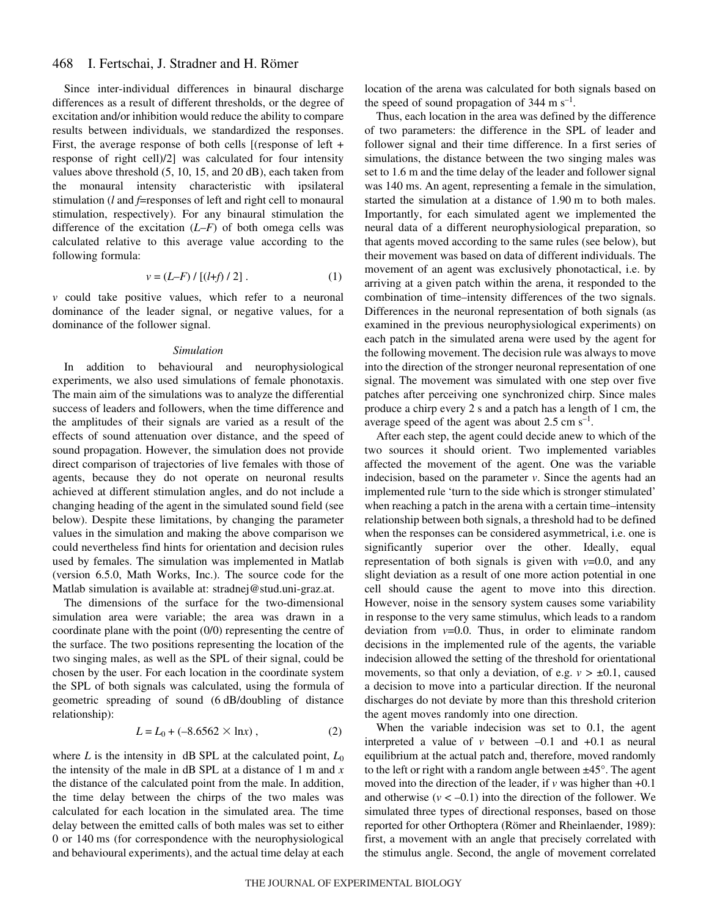Since inter-individual differences in binaural discharge differences as a result of different thresholds, or the degree of excitation and/or inhibition would reduce the ability to compare results between individuals, we standardized the responses. First, the average response of both cells [(response of left + response of right cell)/2] was calculated for four intensity values above threshold (5, 10, 15, and 20 dB), each taken from the monaural intensity characteristic with ipsilateral stimulation ($l$ and $f$=responses of left and right cell to monaural stimulation, respectively). For any binaural stimulation the difference of the excitation ($L$–$F$) of both omega cells was calculated relative to this average value according to the following formula:

$$v = (L–F) / [(l+f) / 2] \, . \tag{1}$$

$v$ could take positive values, which refer to a neuronal dominance of the leader signal, or negative values, for a dominance of the follower signal.

### *Simulation*

In addition to behavioural and neurophysiological experiments, we also used simulations of female phonotaxis. The main aim of the simulations was to analyze the differential success of leaders and followers, when the time difference and the amplitudes of their signals are varied as a result of the effects of sound attenuation over distance, and the speed of sound propagation. However, the simulation does not provide direct comparison of trajectories of live females with those of agents, because they do not operate on neuronal results achieved at different stimulation angles, and do not include a changing heading of the agent in the simulated sound field (see below). Despite these limitations, by changing the parameter values in the simulation and making the above comparison we could nevertheless find hints for orientation and decision rules used by females. The simulation was implemented in Matlab (version 6.5.0, Math Works, Inc.). The source code for the Matlab simulation is available at: stradnej@stud.uni-graz.at.

The dimensions of the surface for the two-dimensional simulation area were variable; the area was drawn in a coordinate plane with the point (0/0) representing the centre of the surface. The two positions representing the location of the two singing males, as well as the SPL of their signal, could be chosen by the user. For each location in the coordinate system the SPL of both signals was calculated, using the formula of geometric spreading of sound (6 dB/doubling of distance relationship):

$$L = L_0 + (-8.6562 \times \ln x) \, , \tag{2}$$

where $L$ is the intensity in dB SPL at the calculated point, $L_0$ the intensity of the male in dB SPL at a distance of 1 m and $x$ the distance of the calculated point from the male. In addition, the time delay between the chirps of the two males was calculated for each location in the simulated area. The time delay between the emitted calls of both males was set to either 0 or 140 ms (for correspondence with the neurophysiological and behavioural experiments), and the actual time delay at each location of the arena was calculated for both signals based on the speed of sound propagation of 344 m $s^{-1}$.

Thus, each location in the area was defined by the difference of two parameters: the difference in the SPL of leader and follower signal and their time difference. In a first series of simulations, the distance between the two singing males was set to 1.6 m and the time delay of the leader and follower signal was 140 ms. An agent, representing a female in the simulation, started the simulation at a distance of 1.90 m to both males. Importantly, for each simulated agent we implemented the neural data of a different neurophysiological preparation, so that agents moved according to the same rules (see below), but their movement was based on data of different individuals. The movement of an agent was exclusively phonotactical, i.e. by arriving at a given patch within the arena, it responded to the combination of time–intensity differences of the two signals. Differences in the neuronal representation of both signals (as examined in the previous neurophysiological experiments) on each patch in the simulated arena were used by the agent for the following movement. The decision rule was always to move into the direction of the stronger neuronal representation of one signal. The movement was simulated with one step over five patches after perceiving one synchronized chirp. Since males produce a chirp every 2 s and a patch has a length of 1 cm, the average speed of the agent was about 2.5 cm $s^{-1}$.

After each step, the agent could decide anew to which of the two sources it should orient. Two implemented variables affected the movement of the agent. One was the variable indecision, based on the parameter $v$. Since the agents had an implemented rule 'turn to the side which is stronger stimulated' when reaching a patch in the arena with a certain time–intensity relationship between both signals, a threshold had to be defined when the responses can be considered asymmetrical, i.e. one is significantly superior over the other. Ideally, equal representation of both signals is given with $v$=0.0, and any slight deviation as a result of one more action potential in one cell should cause the agent to move into this direction. However, noise in the sensory system causes some variability in response to the very same stimulus, which leads to a random deviation from $v$=0.0. Thus, in order to eliminate random decisions in the implemented rule of the agents, the variable indecision allowed the setting of the threshold for orientational movements, so that only a deviation, of e.g. $v > \pm 0.1$, caused a decision to move into a particular direction. If the neuronal discharges do not deviate by more than this threshold criterion the agent moves randomly into one direction.

When the variable indecision was set to 0.1, the agent interpreted a value of $v$ between –0.1 and +0.1 as neural equilibrium at the actual patch and, therefore, moved randomly to the left or right with a random angle between ±45°. The agent moved into the direction of the leader, if $v$ was higher than +0.1 and otherwise ($v < -0.1$) into the direction of the follower. We simulated three types of directional responses, based on those reported for other Orthoptera (Römer and Rheinlaender, 1989): first, a movement with an angle that precisely correlated with the stimulus angle. Second, the angle of movement correlated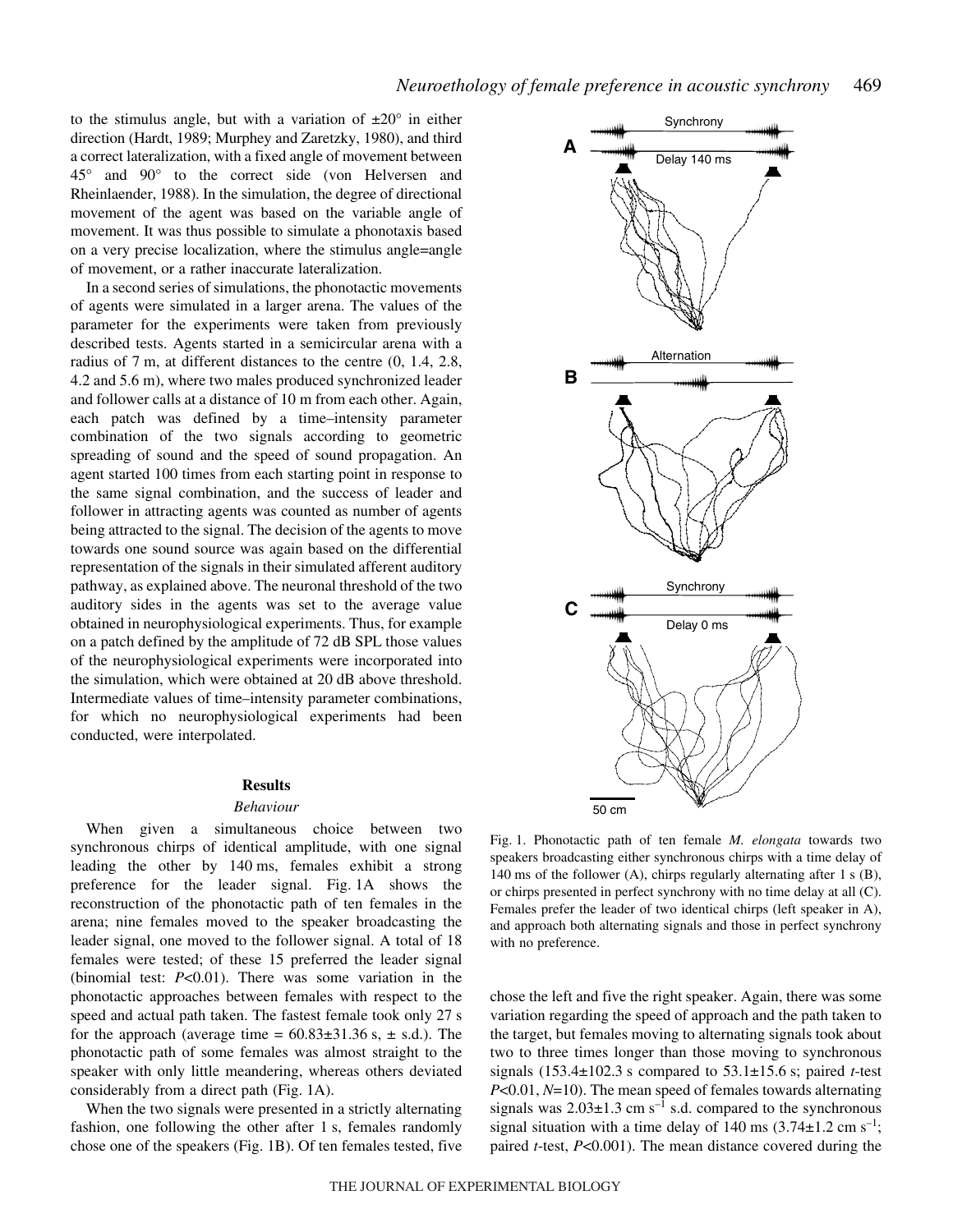to the stimulus angle, but with a variation of ±20° in either direction (Hardt, 1989; Murphey and Zaretzky, 1980), and third a correct lateralization, with a fixed angle of movement between 45° and 90° to the correct side (von Helversen and Rheinlaender, 1988). In the simulation, the degree of directional movement of the agent was based on the variable angle of movement. It was thus possible to simulate a phonotaxis based on a very precise localization, where the stimulus angle=angle of movement, or a rather inaccurate lateralization.

In a second series of simulations, the phonotactic movements of agents were simulated in a larger arena. The values of the parameter for the experiments were taken from previously described tests. Agents started in a semicircular arena with a radius of 7 m, at different distances to the centre (0, 1.4, 2.8, 4.2 and 5.6 m), where two males produced synchronized leader and follower calls at a distance of 10 m from each other. Again, each patch was defined by a time–intensity parameter combination of the two signals according to geometric spreading of sound and the speed of sound propagation. An agent started 100 times from each starting point in response to the same signal combination, and the success of leader and follower in attracting agents was counted as number of agents being attracted to the signal. The decision of the agents to move towards one sound source was again based on the differential representation of the signals in their simulated afferent auditory pathway, as explained above. The neuronal threshold of the two auditory sides in the agents was set to the average value obtained in neurophysiological experiments. Thus, for example on a patch defined by the amplitude of 72 dB SPL those values of the neurophysiological experiments were incorporated into the simulation, which were obtained at 20 dB above threshold. Intermediate values of time–intensity parameter combinations, for which no neurophysiological experiments had been conducted, were interpolated.

## Results

### *Behaviour*

When given a simultaneous choice between two synchronous chirps of identical amplitude, with one signal leading the other by 140 ms, females exhibit a strong preference for the leader signal. Fig. 1A shows the reconstruction of the phonotactic path of ten females in the arena; nine females moved to the speaker broadcasting the leader signal, one moved to the follower signal. A total of 18 females were tested; of these 15 preferred the leader signal (binomial test: $P<0.01$). There was some variation in the phonotactic approaches between females with respect to the speed and actual path taken. The fastest female took only 27 s for the approach (average time = $60.83\pm31.36$ s, ± s.d.). The phonotactic path of some females was almost straight to the speaker with only little meandering, whereas others deviated considerably from a direct path (Fig. 1A).

When the two signals were presented in a strictly alternating fashion, one following the other after 1 s, females randomly chose one of the speakers (Fig. 1B). Of ten females tested, five chose the left and five the right speaker. Again, there was some variation regarding the speed of approach and the path taken to the target, but females moving to alternating signals took about two to three times longer than those moving to synchronous signals ($153.4\pm102.3$ s compared to $53.1\pm15.6$ s; paired *t*-test $P<0.01$, $N=10$). The mean speed of females towards alternating signals was $2.03\pm1.3$ cm s$^{-1}$ s.d. compared to the synchronous signal situation with a time delay of 140 ms ($3.74\pm1.2$ cm s$^{-1}$; paired *t*-test, $P<0.001$). The mean distance covered during the

A
Synchrony
Delay 140 ms

B
Alternation

C
Synchrony
Delay 0 ms

50 cm

Fig. 1. Phonotactic path of ten female *M. elongata* towards two speakers broadcasting either synchronous chirps with a time delay of 140 ms of the follower (A), chirps regularly alternating after 1 s (B), or chirps presented in perfect synchrony with no time delay at all (C). Females prefer the leader of two identical chirps (left speaker in A), and approach both alternating signals and those in perfect synchrony with no preference.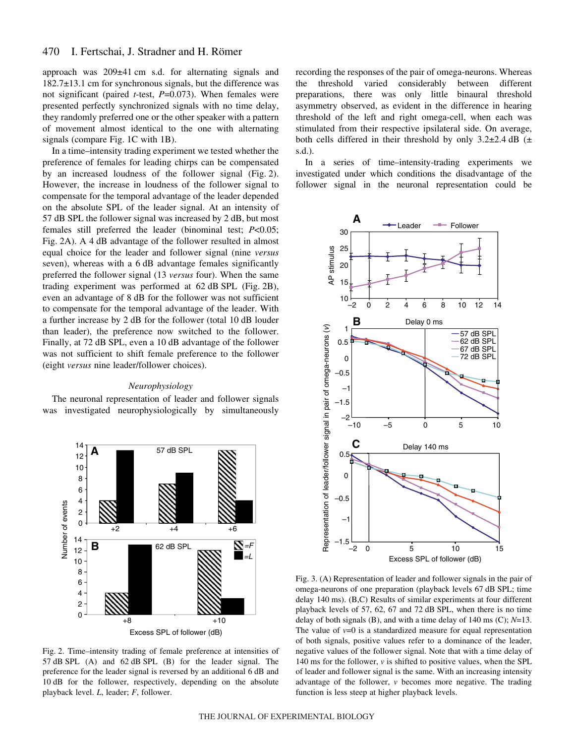approach was 209±41 cm s.d. for alternating signals and 182.7±13.1 cm for synchronous signals, but the difference was not significant (paired *t*-test, $P$=0.073). When females were presented perfectly synchronized signals with no time delay, they randomly preferred one or the other speaker with a pattern of movement almost identical to the one with alternating signals (compare Fig. 1C with 1B).

In a time–intensity trading experiment we tested whether the preference of females for leading chirps can be compensated by an increased loudness of the follower signal (Fig. 2). However, the increase in loudness of the follower signal to compensate for the temporal advantage of the leader depended on the absolute SPL of the leader signal. At an intensity of 57 dB SPL the follower signal was increased by 2 dB, but most females still preferred the leader (binominal test; $P$<0.05; Fig. 2A). A 4 dB advantage of the follower resulted in almost equal choice for the leader and follower signal (nine *versus* seven), whereas with a 6 dB advantage females significantly preferred the follower signal (13 *versus* four). When the same trading experiment was performed at 62 dB SPL (Fig. 2B), even an advantage of 8 dB for the follower was not sufficient to compensate for the temporal advantage of the leader. With a further increase by 2 dB for the follower (total 10 dB louder than leader), the preference now switched to the follower. Finally, at 72 dB SPL, even a 10 dB advantage of the follower was not sufficient to shift female preference to the follower (eight *versus* nine leader/follower choices).

### *Neurophysiology*

The neuronal representation of leader and follower signals was investigated neurophysiologically by simultaneously recording the responses of the pair of omega-neurons. Whereas the threshold varied considerably between different preparations, there was only little binaural threshold asymmetry observed, as evident in the difference in hearing threshold of the left and right omega-cell, when each was stimulated from their respective ipsilateral side. On average, both cells differed in their threshold by only 3.2±2.4 dB (± s.d.).

In a series of time–intensity-trading experiments we investigated under which conditions the disadvantage of the follower signal in the neuronal representation could be

A
57 dB SPL
+2
+4
+6
B
62 dB SPL
=F
=L
+8
+10
Number of events
Excess SPL of follower (dB)

Fig. 2. Time–intensity trading of female preference at intensities of 57 dB SPL (A) and 62 dB SPL (B) for the leader signal. The preference for the leader signal is reversed by an additional 6 dB and 10 dB for the follower, respectively, depending on the absolute playback level. *L*, leader; *F*, follower.

A
Leader
Follower
AP stimulus
B
Delay 0 ms
57 dB SPL
62 dB SPL
67 dB SPL
72 dB SPL
C
Delay 140 ms
Representation of leader/follower signal in pair of omega-neurons ($v$)
Excess SPL of follower (dB)

Fig. 3. (A) Representation of leader and follower signals in the pair of omega-neurons of one preparation (playback levels 67 dB SPL; time delay 140 ms). (B,C) Results of similar experiments at four different playback levels of 57, 62, 67 and 72 dB SPL, when there is no time delay of both signals (B), and with a time delay of 140 ms (C); $N$=13. The value of $v$=0 is a standardized measure for equal representation of both signals, positive values refer to a dominance of the leader, negative values of the follower signal. Note that with a time delay of 140 ms for the follower, $v$ is shifted to positive values, when the SPL of leader and follower signal is the same. With an increasing intensity advantage of the follower, $v$ becomes more negative. The trading function is less steep at higher playback levels.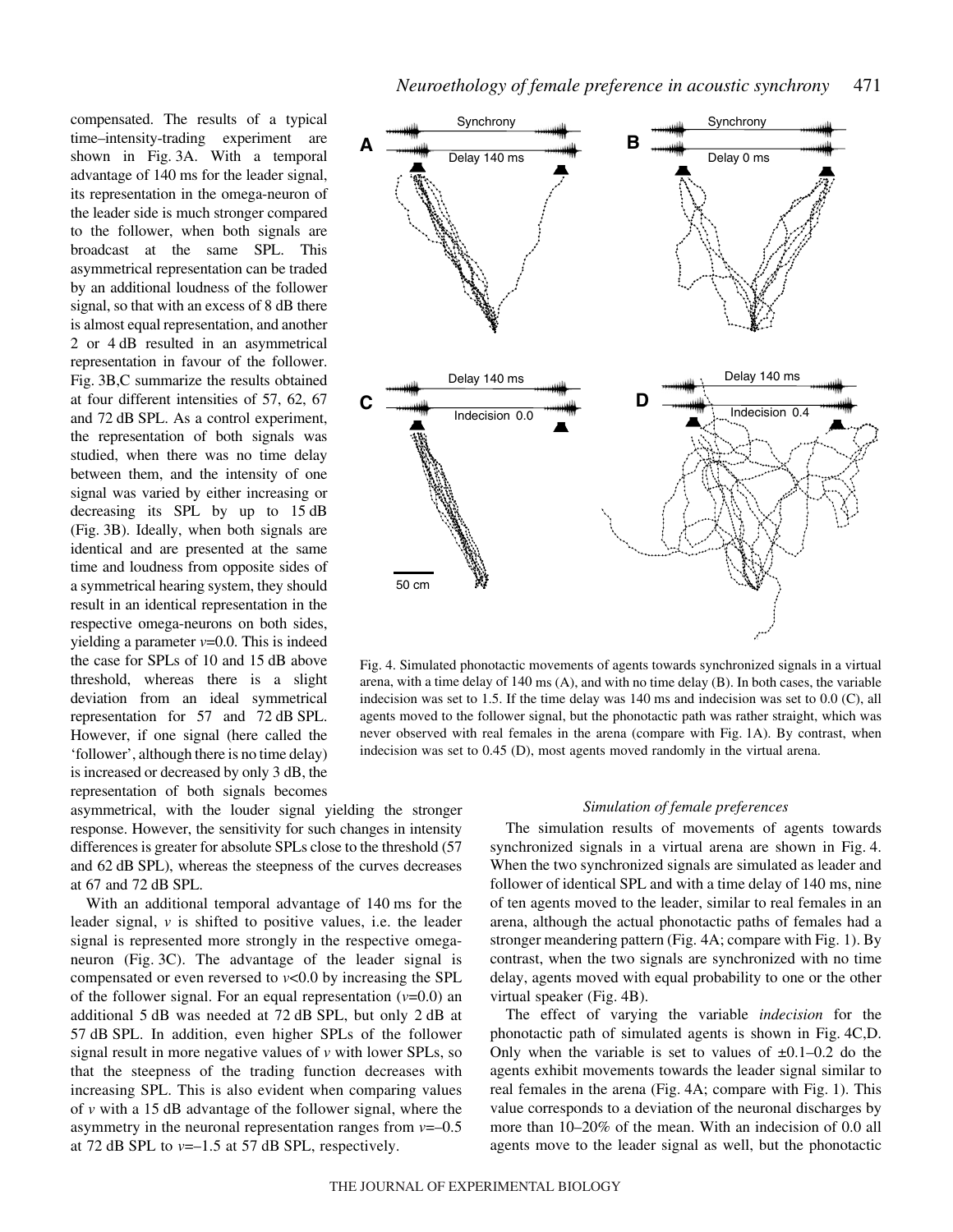compensated. The results of a typical time–intensity-trading experiment are shown in Fig. 3A. With a temporal advantage of 140 ms for the leader signal, its representation in the omega-neuron of the leader side is much stronger compared to the follower, when both signals are broadcast at the same SPL. This asymmetrical representation can be traded by an additional loudness of the follower signal, so that with an excess of 8 dB there is almost equal representation, and another 2 or 4 dB resulted in an asymmetrical representation in favour of the follower. Fig. 3B,C summarize the results obtained at four different intensities of 57, 62, 67 and 72 dB SPL. As a control experiment, the representation of both signals was studied, when there was no time delay between them, and the intensity of one signal was varied by either increasing or decreasing its SPL by up to 15 dB (Fig. 3B). Ideally, when both signals are identical and are presented at the same time and loudness from opposite sides of a symmetrical hearing system, they should result in an identical representation in the respective omega-neurons on both sides, yielding a parameter $v$=0.0. This is indeed the case for SPLs of 10 and 15 dB above threshold, whereas there is a slight deviation from an ideal symmetrical representation for 57 and 72 dB SPL. However, if one signal (here called the 'follower', although there is no time delay) is increased or decreased by only 3 dB, the representation of both signals becomes asymmetrical, with the louder signal yielding the stronger response. However, the sensitivity for such changes in intensity differences is greater for absolute SPLs close to the threshold (57 and 62 dB SPL), whereas the steepness of the curves decreases at 67 and 72 dB SPL.

With an additional temporal advantage of 140 ms for the leader signal, $v$ is shifted to positive values, i.e. the leader signal is represented more strongly in the respective omega-neuron (Fig. 3C). The advantage of the leader signal is compensated or even reversed to $v$<0.0 by increasing the SPL of the follower signal. For an equal representation ($v$=0.0) an additional 5 dB was needed at 72 dB SPL, but only 2 dB at 57 dB SPL. In addition, even higher SPLs of the follower signal result in more negative values of $v$ with lower SPLs, so that the steepness of the trading function decreases with increasing SPL. This is also evident when comparing values of $v$ with a 15 dB advantage of the follower signal, where the asymmetry in the neuronal representation ranges from $v$=–0.5 at 72 dB SPL to $v$=–1.5 at 57 dB SPL, respectively.

A
Synchrony
Delay 140 ms

B
Synchrony
Delay 0 ms

C
Delay 140 ms
Indecision 0.0
50 cm

D
Delay 140 ms
Indecision 0.4

Fig. 4. Simulated phonotactic movements of agents towards synchronized signals in a virtual arena, with a time delay of 140 ms (A), and with no time delay (B). In both cases, the variable indecision was set to 1.5. If the time delay was 140 ms and indecision was set to 0.0 (C), all agents moved to the follower signal, but the phonotactic path was rather straight, which was never observed with real females in the arena (compare with Fig. 1A). By contrast, when indecision was set to 0.45 (D), most agents moved randomly in the virtual arena.

### *Simulation of female preferences*

The simulation results of movements of agents towards synchronized signals in a virtual arena are shown in Fig. 4. When the two synchronized signals are simulated as leader and follower of identical SPL and with a time delay of 140 ms, nine of ten agents moved to the leader, similar to real females in an arena, although the actual phonotactic paths of females had a stronger meandering pattern (Fig. 4A; compare with Fig. 1). By contrast, when the two signals are synchronized with no time delay, agents moved with equal probability to one or the other virtual speaker (Fig. 4B).

The effect of varying the variable *indecision* for the phonotactic path of simulated agents is shown in Fig. 4C,D. Only when the variable is set to values of ±0.1–0.2 do the agents exhibit movements towards the leader signal similar to real females in the arena (Fig. 4A; compare with Fig. 1). This value corresponds to a deviation of the neuronal discharges by more than 10–20% of the mean. With an indecision of 0.0 all agents move to the leader signal as well, but the phonotactic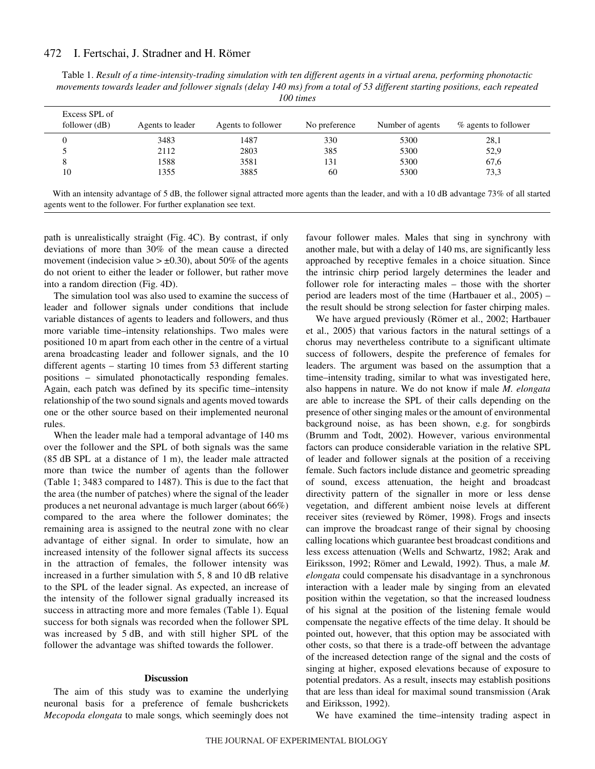Table 1. *Result of a time-intensity-trading simulation with ten different agents in a virtual arena, performing phonotactic movements towards leader and follower signals (delay 140 ms) from a total of 53 different starting positions, each repeated 100 times*

| Excess SPL of follower (dB) | Agents to leader | Agents to follower | No preference | Number of agents | % agents to follower |
|---|---|---|---|---|---|
| 0 | 3483 | 1487 | 330 | 5300 | 28,1 |
| 5 | 2112 | 2803 | 385 | 5300 | 52,9 |
| 8 | 1588 | 3581 | 131 | 5300 | 67,6 |
| 10 | 1355 | 3885 | 60 | 5300 | 73,3 |

With an intensity advantage of 5 dB, the follower signal attracted more agents than the leader, and with a 10 dB advantage 73% of all started agents went to the follower. For further explanation see text.

path is unrealistically straight (Fig. 4C). By contrast, if only deviations of more than 30% of the mean cause a directed movement (indecision value > ±0.30), about 50% of the agents do not orient to either the leader or follower, but rather move into a random direction (Fig. 4D).

The simulation tool was also used to examine the success of leader and follower signals under conditions that include variable distances of agents to leaders and followers, and thus more variable time–intensity relationships. Two males were positioned 10 m apart from each other in the centre of a virtual arena broadcasting leader and follower signals, and the 10 different agents – starting 10 times from 53 different starting positions – simulated phonotactically responding females. Again, each patch was defined by its specific time–intensity relationship of the two sound signals and agents moved towards one or the other source based on their implemented neuronal rules.

When the leader male had a temporal advantage of 140 ms over the follower and the SPL of both signals was the same (85 dB SPL at a distance of 1 m), the leader male attracted more than twice the number of agents than the follower (Table 1; 3483 compared to 1487). This is due to the fact that the area (the number of patches) where the signal of the leader produces a net neuronal advantage is much larger (about 66%) compared to the area where the follower dominates; the remaining area is assigned to the neutral zone with no clear advantage of either signal. In order to simulate, how an increased intensity of the follower signal affects its success in the attraction of females, the follower intensity was increased in a further simulation with 5, 8 and 10 dB relative to the SPL of the leader signal. As expected, an increase of the intensity of the follower signal gradually increased its success in attracting more and more females (Table 1). Equal success for both signals was recorded when the follower SPL was increased by 5 dB, and with still higher SPL of the follower the advantage was shifted towards the follower.

## Discussion

The aim of this study was to examine the underlying neuronal basis for a preference of female bushcrickets *Mecopoda elongata* to male songs, which seemingly does not favour follower males. Males that sing in synchrony with another male, but with a delay of 140 ms, are significantly less approached by receptive females in a choice situation. Since the intrinsic chirp period largely determines the leader and follower role for interacting males – those with the shorter period are leaders most of the time (Hartbauer et al., 2005) – the result should be strong selection for faster chirping males.

We have argued previously (Römer et al., 2002; Hartbauer et al., 2005) that various factors in the natural settings of a chorus may nevertheless contribute to a significant ultimate success of followers, despite the preference of females for leaders. The argument was based on the assumption that a time–intensity trading, similar to what was investigated here, also happens in nature. We do not know if male *M. elongata* are able to increase the SPL of their calls depending on the presence of other singing males or the amount of environmental background noise, as has been shown, e.g. for songbirds (Brumm and Todt, 2002). However, various environmental factors can produce considerable variation in the relative SPL of leader and follower signals at the position of a receiving female. Such factors include distance and geometric spreading of sound, excess attenuation, the height and broadcast directivity pattern of the signaller in more or less dense vegetation, and different ambient noise levels at different receiver sites (reviewed by Römer, 1998). Frogs and insects can improve the broadcast range of their signal by choosing calling locations which guarantee best broadcast conditions and less excess attenuation (Wells and Schwartz, 1982; Arak and Eiriksson, 1992; Römer and Lewald, 1992). Thus, a male *M. elongata* could compensate his disadvantage in a synchronous interaction with a leader male by singing from an elevated position within the vegetation, so that the increased loudness of his signal at the position of the listening female would compensate the negative effects of the time delay. It should be pointed out, however, that this option may be associated with other costs, so that there is a trade-off between the advantage of the increased detection range of the signal and the costs of singing at higher, exposed elevations because of exposure to potential predators. As a result, insects may establish positions that are less than ideal for maximal sound transmission (Arak and Eiriksson, 1992).

We have examined the time–intensity trading aspect in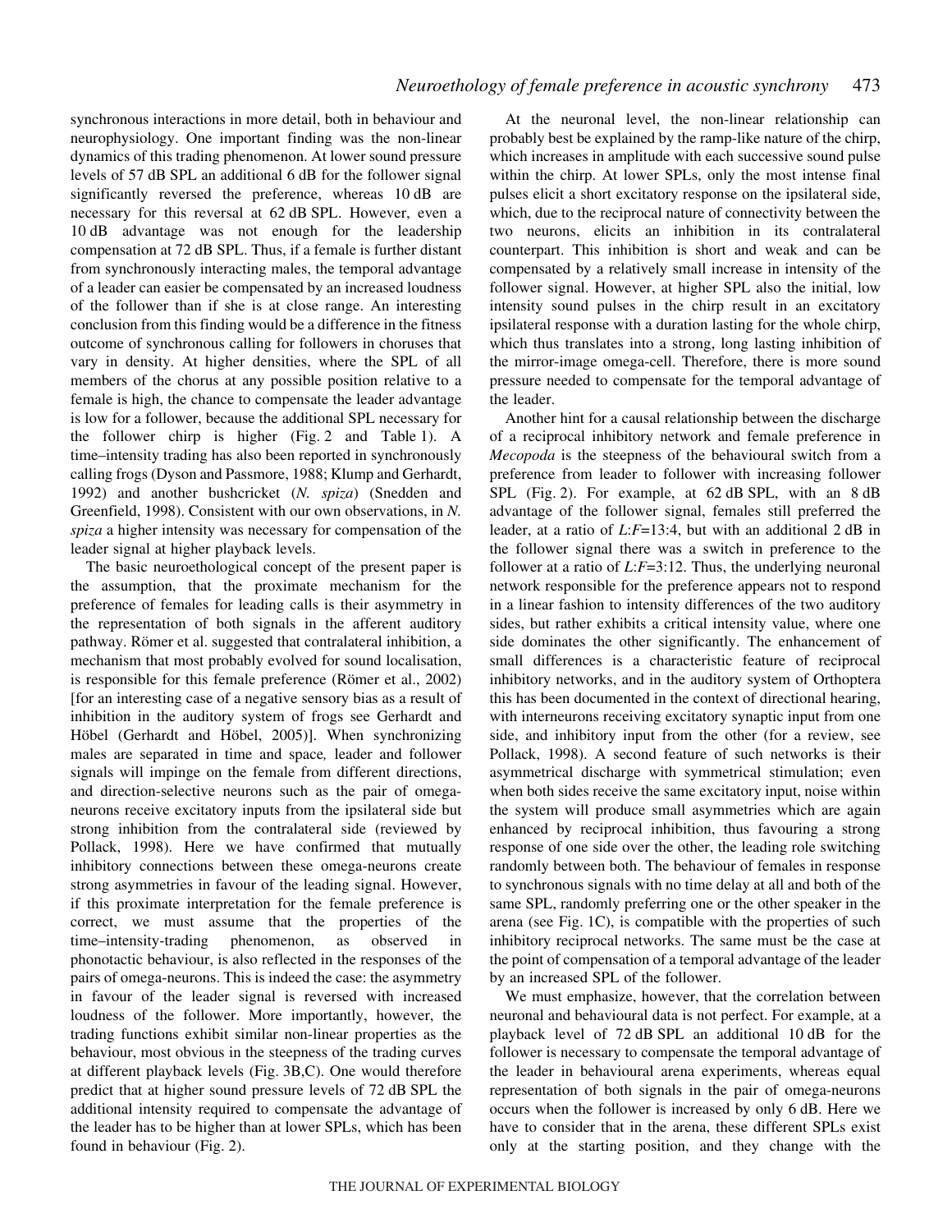synchronous interactions in more detail, both in behaviour and neurophysiology. One important finding was the non-linear dynamics of this trading phenomenon. At lower sound pressure levels of 57 dB SPL an additional 6 dB for the follower signal significantly reversed the preference, whereas 10 dB are necessary for this reversal at 62 dB SPL. However, even a 10 dB advantage was not enough for the leadership compensation at 72 dB SPL. Thus, if a female is further distant from synchronously interacting males, the temporal advantage of a leader can easier be compensated by an increased loudness of the follower than if she is at close range. An interesting conclusion from this finding would be a difference in the fitness outcome of synchronous calling for followers in choruses that vary in density. At higher densities, where the SPL of all members of the chorus at any possible position relative to a female is high, the chance to compensate the leader advantage is low for a follower, because the additional SPL necessary for the follower chirp is higher (Fig. 2 and Table 1). A time–intensity trading has also been reported in synchronously calling frogs (Dyson and Passmore, 1988; Klump and Gerhardt, 1992) and another bushcricket (*N. spiza*) (Snedden and Greenfield, 1998). Consistent with our own observations, in *N. spiza* a higher intensity was necessary for compensation of the leader signal at higher playback levels.

The basic neuroethological concept of the present paper is the assumption, that the proximate mechanism for the preference of females for leading calls is their asymmetry in the representation of both signals in the afferent auditory pathway. Römer et al. suggested that contralateral inhibition, a mechanism that most probably evolved for sound localisation, is responsible for this female preference (Römer et al., 2002) [for an interesting case of a negative sensory bias as a result of inhibition in the auditory system of frogs see Gerhardt and Höbel (Gerhardt and Höbel, 2005)]. When synchronizing males are separated in time and space, leader and follower signals will impinge on the female from different directions, and direction-selective neurons such as the pair of omega-neurons receive excitatory inputs from the ipsilateral side but strong inhibition from the contralateral side (reviewed by Pollack, 1998). Here we have confirmed that mutually inhibitory connections between these omega-neurons create strong asymmetries in favour of the leading signal. However, if this proximate interpretation for the female preference is correct, we must assume that the properties of the time–intensity-trading phenomenon, as observed in phonotactic behaviour, is also reflected in the responses of the pairs of omega-neurons. This is indeed the case: the asymmetry in favour of the leader signal is reversed with increased loudness of the follower. More importantly, however, the trading functions exhibit similar non-linear properties as the behaviour, most obvious in the steepness of the trading curves at different playback levels (Fig. 3B,C). One would therefore predict that at higher sound pressure levels of 72 dB SPL the additional intensity required to compensate the advantage of the leader has to be higher than at lower SPLs, which has been found in behaviour (Fig. 2).

At the neuronal level, the non-linear relationship can probably best be explained by the ramp-like nature of the chirp, which increases in amplitude with each successive sound pulse within the chirp. At lower SPLs, only the most intense final pulses elicit a short excitatory response on the ipsilateral side, which, due to the reciprocal nature of connectivity between the two neurons, elicits an inhibition in its contralateral counterpart. This inhibition is short and weak and can be compensated by a relatively small increase in intensity of the follower signal. However, at higher SPL also the initial, low intensity sound pulses in the chirp result in an excitatory ipsilateral response with a duration lasting for the whole chirp, which thus translates into a strong, long lasting inhibition of the mirror-image omega-cell. Therefore, there is more sound pressure needed to compensate for the temporal advantage of the leader.

Another hint for a causal relationship between the discharge of a reciprocal inhibitory network and female preference in *Mecopoda* is the steepness of the behavioural switch from a preference from leader to follower with increasing follower SPL (Fig. 2). For example, at 62 dB SPL, with an 8 dB advantage of the follower signal, females still preferred the leader, at a ratio of $L$:$F$=13:4, but with an additional 2 dB in the follower signal there was a switch in preference to the follower at a ratio of $L$:$F$=3:12. Thus, the underlying neuronal network responsible for the preference appears not to respond in a linear fashion to intensity differences of the two auditory sides, but rather exhibits a critical intensity value, where one side dominates the other significantly. The enhancement of small differences is a characteristic feature of reciprocal inhibitory networks, and in the auditory system of Orthoptera this has been documented in the context of directional hearing, with interneurons receiving excitatory synaptic input from one side, and inhibitory input from the other (for a review, see Pollack, 1998). A second feature of such networks is their asymmetrical discharge with symmetrical stimulation; even when both sides receive the same excitatory input, noise within the system will produce small asymmetries which are again enhanced by reciprocal inhibition, thus favouring a strong response of one side over the other, the leading role switching randomly between both. The behaviour of females in response to synchronous signals with no time delay at all and both of the same SPL, randomly preferring one or the other speaker in the arena (see Fig. 1C), is compatible with the properties of such inhibitory reciprocal networks. The same must be the case at the point of compensation of a temporal advantage of the leader by an increased SPL of the follower.

We must emphasize, however, that the correlation between neuronal and behavioural data is not perfect. For example, at a playback level of 72 dB SPL an additional 10 dB for the follower is necessary to compensate the temporal advantage of the leader in behavioural arena experiments, whereas equal representation of both signals in the pair of omega-neurons occurs when the follower is increased by only 6 dB. Here we have to consider that in the arena, these different SPLs exist only at the starting position, and they change with the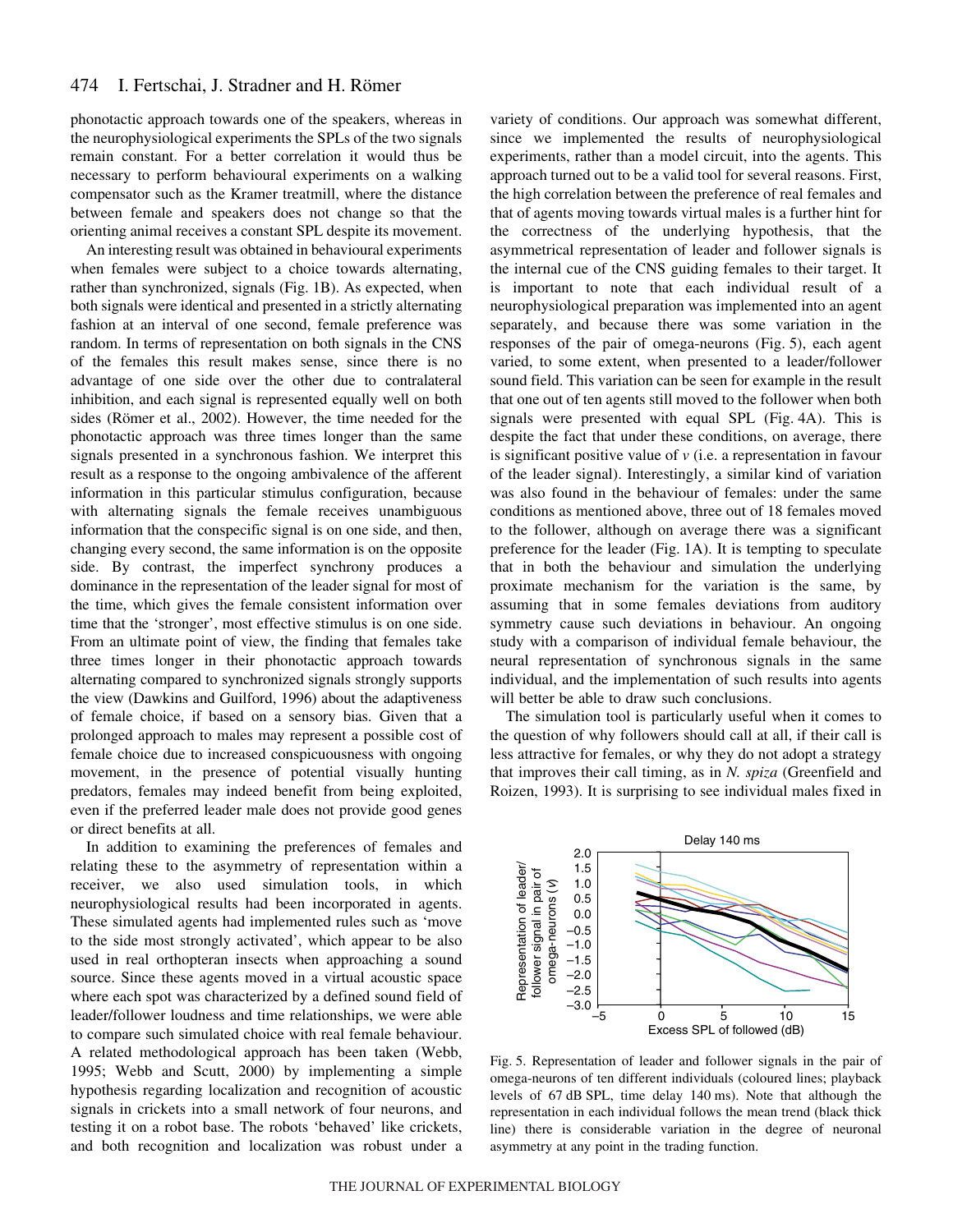phonotactic approach towards one of the speakers, whereas in the neurophysiological experiments the SPLs of the two signals remain constant. For a better correlation it would thus be necessary to perform behavioural experiments on a walking compensator such as the Kramer treatmill, where the distance between female and speakers does not change so that the orienting animal receives a constant SPL despite its movement.

An interesting result was obtained in behavioural experiments when females were subject to a choice towards alternating, rather than synchronized, signals (Fig. 1B). As expected, when both signals were identical and presented in a strictly alternating fashion at an interval of one second, female preference was random. In terms of representation on both signals in the CNS of the females this result makes sense, since there is no advantage of one side over the other due to contralateral inhibition, and each signal is represented equally well on both sides (Römer et al., 2002). However, the time needed for the phonotactic approach was three times longer than the same signals presented in a synchronous fashion. We interpret this result as a response to the ongoing ambivalence of the afferent information in this particular stimulus configuration, because with alternating signals the female receives unambiguous information that the conspecific signal is on one side, and then, changing every second, the same information is on the opposite side. By contrast, the imperfect synchrony produces a dominance in the representation of the leader signal for most of the time, which gives the female consistent information over time that the 'stronger', most effective stimulus is on one side. From an ultimate point of view, the finding that females take three times longer in their phonotactic approach towards alternating compared to synchronized signals strongly supports the view (Dawkins and Guilford, 1996) about the adaptiveness of female choice, if based on a sensory bias. Given that a prolonged approach to males may represent a possible cost of female choice due to increased conspicuousness with ongoing movement, in the presence of potential visually hunting predators, females may indeed benefit from being exploited, even if the preferred leader male does not provide good genes or direct benefits at all.

In addition to examining the preferences of females and relating these to the asymmetry of representation within a receiver, we also used simulation tools, in which neurophysiological results had been incorporated in agents. These simulated agents had implemented rules such as 'move to the side most strongly activated', which appear to be also used in real orthopteran insects when approaching a sound source. Since these agents moved in a virtual acoustic space where each spot was characterized by a defined sound field of leader/follower loudness and time relationships, we were able to compare such simulated choice with real female behaviour. A related methodological approach has been taken (Webb, 1995; Webb and Scutt, 2000) by implementing a simple hypothesis regarding localization and recognition of acoustic signals in crickets into a small network of four neurons, and testing it on a robot base. The robots 'behaved' like crickets, and both recognition and localization was robust under a variety of conditions. Our approach was somewhat different, since we implemented the results of neurophysiological experiments, rather than a model circuit, into the agents. This approach turned out to be a valid tool for several reasons. First, the high correlation between the preference of real females and that of agents moving towards virtual males is a further hint for the correctness of the underlying hypothesis, that the asymmetrical representation of leader and follower signals is the internal cue of the CNS guiding females to their target. It is important to note that each individual result of a neurophysiological preparation was implemented into an agent separately, and because there was some variation in the responses of the pair of omega-neurons (Fig. 5), each agent varied, to some extent, when presented to a leader/follower sound field. This variation can be seen for example in the result that one out of ten agents still moved to the follower when both signals were presented with equal SPL (Fig. 4A). This is despite the fact that under these conditions, on average, there is significant positive value of *v* (i.e. a representation in favour of the leader signal). Interestingly, a similar kind of variation was also found in the behaviour of females: under the same conditions as mentioned above, three out of 18 females moved to the follower, although on average there was a significant preference for the leader (Fig. 1A). It is tempting to speculate that in both the behaviour and simulation the underlying proximate mechanism for the variation is the same, by assuming that in some females deviations from auditory symmetry cause such deviations in behaviour. An ongoing study with a comparison of individual female behaviour, the neural representation of synchronous signals in the same individual, and the implementation of such results into agents will better be able to draw such conclusions.

The simulation tool is particularly useful when it comes to the question of why followers should call at all, if their call is less attractive for females, or why they do not adopt a strategy that improves their call timing, as in *N. spiza* (Greenfield and Roizen, 1993). It is surprising to see individual males fixed in

Delay 140 ms

Representation of leader/ follower signal in pair of omega-neurons (*v*)

2.0
1.5
1.0
0.5
0.0
−0.5
−1.0
−1.5
−2.0
−2.5
−3.0

−5
0
5
10
15

Excess SPL of followed (dB)

Fig. 5. Representation of leader and follower signals in the pair of omega-neurons of ten different individuals (coloured lines; playback levels of 67 dB SPL, time delay 140 ms). Note that although the representation in each individual follows the mean trend (black thick line) there is considerable variation in the degree of neuronal asymmetry at any point in the trading function.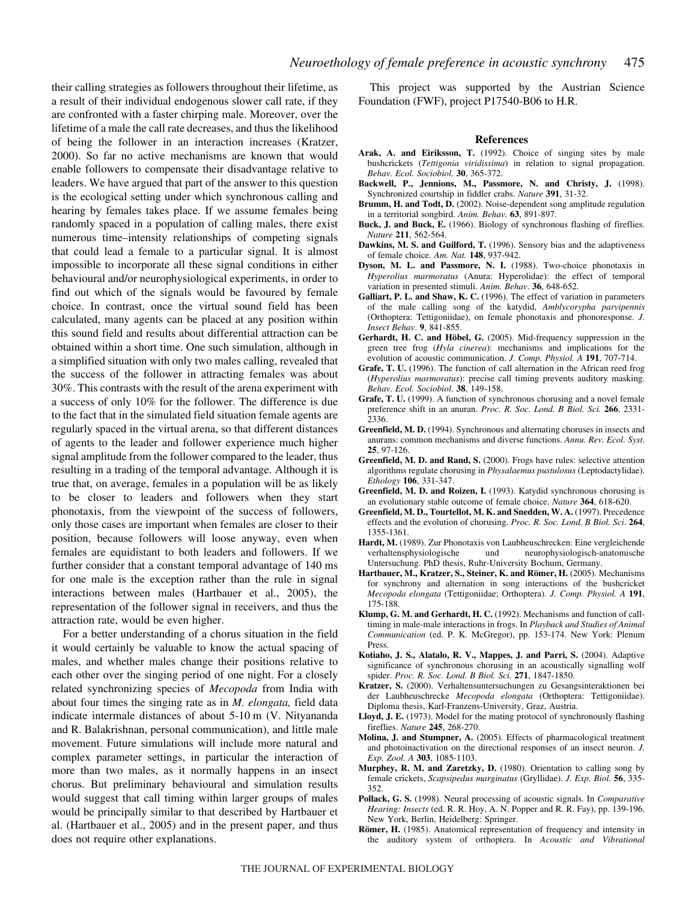their calling strategies as followers throughout their lifetime, as a result of their individual endogenous slower call rate, if they are confronted with a faster chirping male. Moreover, over the lifetime of a male the call rate decreases, and thus the likelihood of being the follower in an interaction increases (Kratzer, 2000). So far no active mechanisms are known that would enable followers to compensate their disadvantage relative to leaders. We have argued that part of the answer to this question is the ecological setting under which synchronous calling and hearing by females takes place. If we assume females being randomly spaced in a population of calling males, there exist numerous time–intensity relationships of competing signals that could lead a female to a particular signal. It is almost impossible to incorporate all these signal conditions in either behavioural and/or neurophysiological experiments, in order to find out which of the signals would be favoured by female choice. In contrast, once the virtual sound field has been calculated, many agents can be placed at any position within this sound field and results about differential attraction can be obtained within a short time. One such simulation, although in a simplified situation with only two males calling, revealed that the success of the follower in attracting females was about 30%. This contrasts with the result of the arena experiment with a success of only 10% for the follower. The difference is due to the fact that in the simulated field situation female agents are regularly spaced in the virtual arena, so that different distances of agents to the leader and follower experience much higher signal amplitude from the follower compared to the leader, thus resulting in a trading of the temporal advantage. Although it is true that, on average, females in a population will be as likely to be closer to leaders and followers when they start phonotaxis, from the viewpoint of the success of followers, only those cases are important when females are closer to their position, because followers will loose anyway, even when females are equidistant to both leaders and followers. If we further consider that a constant temporal advantage of 140 ms for one male is the exception rather than the rule in signal interactions between males (Hartbauer et al., 2005), the representation of the follower signal in receivers, and thus the attraction rate, would be even higher.

For a better understanding of a chorus situation in the field it would certainly be valuable to know the actual spacing of males, and whether males change their positions relative to each other over the singing period of one night. For a closely related synchronizing species of *Mecopoda* from India with about four times the singing rate as in *M. elongata,* field data indicate intermale distances of about 5-10 m (V. Nityananda and R. Balakrishnan, personal communication), and little male movement. Future simulations will include more natural and complex parameter settings, in particular the interaction of more than two males, as it normally happens in an insect chorus. But preliminary behavioural and simulation results would suggest that call timing within larger groups of males would be principally similar to that described by Hartbauer et al. (Hartbauer et al., 2005) and in the present paper, and thus does not require other explanations.

This project was supported by the Austrian Science Foundation (FWF), project P17540-B06 to H.R.

## References

**Arak, A. and Eiriksson, T.** (1992). Choice of singing sites by male bushcrickets (*Tettigonia viridissima*) in relation to signal propagation. *Behav. Ecol. Sociobiol.* **30**, 365-372.

**Backwell, P., Jennions, M., Passmore, N. and Christy, J.** (1998). Synchronized courtship in fiddler crabs. *Nature* **391**, 31-32.

**Brumm, H. and Todt, D.** (2002). Noise-dependent song amplitude regulation in a territorial songbird. *Anim. Behav.* **63**, 891-897.

**Buck, J. and Buck, E.** (1966). Biology of synchronous flashing of fireflies. *Nature* **211**, 562-564.

**Dawkins, M. S. and Guilford, T.** (1996). Sensory bias and the adaptiveness of female choice. *Am. Nat.* **148**, 937-942.

**Dyson, M. L. and Passmore, N. I.** (1988). Two-choice phonotaxis in *Hyperolius marmoratus* (Anura: Hyperolidae): the effect of temporal variation in presented stimuli. *Anim. Behav*. **36**, 648-652.

**Galliart, P. L. and Shaw, K. C.** (1996). The effect of variation in parameters of the male calling song of the katydid, *Amblycorypha parvipennis* (Orthoptera: Tettigoniidae), on female phonotaxis and phonoresponse. *J. Insect Behav*. **9**, 841-855.

**Gerhardt, H. C. and Höbel, G.** (2005). Mid-frequency suppression in the green tree frog (*Hyla cinerea*): mechanisms and implications for the evolution of acoustic communication. *J. Comp. Physiol. A* **191**, 707-714.

**Grafe, T. U.** (1996). The function of call alternation in the African reed frog (*Hyperolius marmoratus*): precise call timing prevents auditory masking. *Behav. Ecol. Sociobiol.* **38**, 149-158.

**Grafe, T. U.** (1999). A function of synchronous chorusing and a novel female preference shift in an anuran. *Proc. R. Soc. Lond. B Biol. Sci.* **266**, 2331-2336.

**Greenfield, M. D.** (1994). Synchronous and alternating choruses in insects and anurans: common mechanisms and diverse functions. *Annu. Rev. Ecol. Syst*. **25**, 97-126.

**Greenfield, M. D. and Rand, S.** (2000). Frogs have rules: selective attention algorithms regulate chorusing in *Physalaemus pustulosus* (Leptodactylidae). *Ethology* **106**, 331-347.

**Greenfield, M. D. and Roizen, I.** (1993). Katydid synchronous chorusing is an evolutionary stable outcome of female choice. *Nature* **364**, 618-620.

**Greenfield, M. D., Tourtellot, M. K. and Snedden, W. A.** (1997). Precedence effects and the evolution of chorusing. *Proc. R. Soc. Lond. B Biol. Sci*. **264**, 1355-1361.

**Hardt, M.** (1989). Zur Phonotaxis von Laubheuschrecken: Eine vergleichende verhaltensphysiologische und neurophysiologisch-anatomische Untersuchung. PhD thesis, Ruhr-University Bochum, Germany.

**Hartbauer, M., Kratzer, S., Steiner, K. and Römer, H.** (2005). Mechanisms for synchrony and alternation in song interactions of the bushcricket *Mecopoda elongata* (Tettigoniidae; Orthoptera). *J. Comp. Physiol. A* **191**, 175-188.

**Klump, G. M. and Gerhardt, H. C.** (1992). Mechanisms and function of call-timing in male-male interactions in frogs. In *Playback and Studies of Animal Communication* (ed. P. K. McGregor), pp. 153-174. New York: Plenum Press.

**Kotiaho, J. S., Alatalo, R. V., Mappes, J. and Parri, S.** (2004). Adaptive significance of synchronous chorusing in an acoustically signalling wolf spider. *Proc. R. Soc. Lond. B Biol. Sci.* **271**, 1847-1850.

**Kratzer, S.** (2000). Verhaltensuntersuchungen zu Gesangsinteraktionen bei der Laubheuschrecke *Mecopoda elongata* (Orthoptera: Tettigoniidae). Diploma thesis, Karl-Franzens-University, Graz, Austria.

**Lloyd, J. E.** (1973). Model for the mating protocol of synchronously flashing fireflies. *Nature* **245**, 268-270.

**Molina, J. and Stumpner, A.** (2005). Effects of pharmacological treatment and photoinactivation on the directional responses of an insect neuron. *J. Exp. Zool. A* **303**, 1085-1103.

**Murphey, R. M. and Zaretzky, D.** (1980). Orientation to calling song by female crickets, *Scapsipedus marginatus* (Gryllidae). *J. Exp. Biol.* **56**, 335-352.

**Pollack, G. S.** (1998). Neural processing of acoustic signals. In *Comparative Hearing: Insects* (ed. R. R. Hoy, A. N. Popper and R. R. Fay), pp. 139-196. New York, Berlin, Heidelberg: Springer.

**Römer, H.** (1985). Anatomical representation of frequency and intensity in the auditory system of orthoptera. In *Acoustic and Vibrational*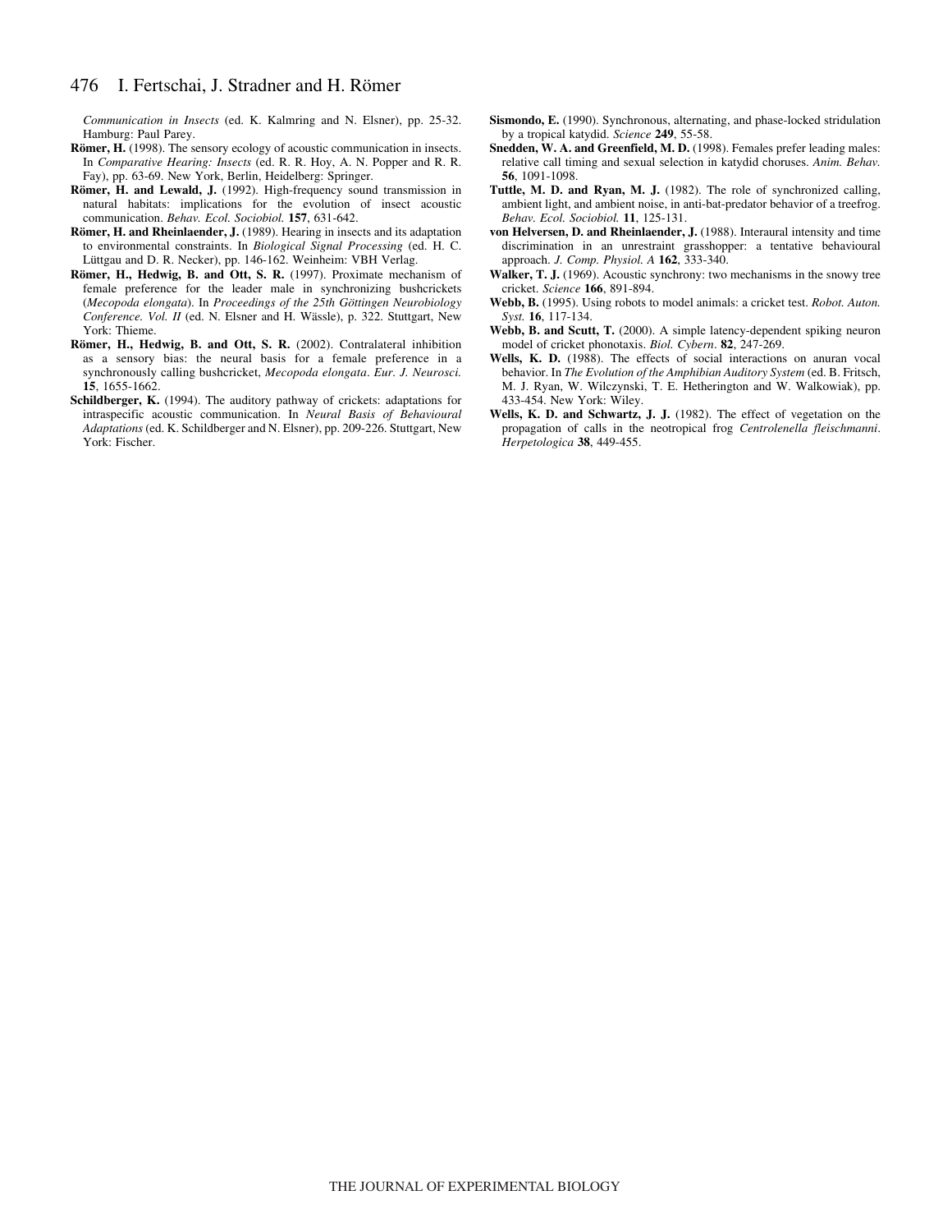*Communication in Insects* (ed. K. Kalmring and N. Elsner), pp. 25-32. Hamburg: Paul Parey.

**Römer, H.** (1998). The sensory ecology of acoustic communication in insects. In *Comparative Hearing: Insects* (ed. R. R. Hoy, A. N. Popper and R. R. Fay), pp. 63-69. New York, Berlin, Heidelberg: Springer.

**Römer, H. and Lewald, J.** (1992). High-frequency sound transmission in natural habitats: implications for the evolution of insect acoustic communication. *Behav. Ecol. Sociobiol.* **157**, 631-642.

**Römer, H. and Rheinlaender, J.** (1989). Hearing in insects and its adaptation to environmental constraints. In *Biological Signal Processing* (ed. H. C. Lüttgau and D. R. Necker), pp. 146-162. Weinheim: VBH Verlag.

**Römer, H., Hedwig, B. and Ott, S. R.** (1997). Proximate mechanism of female preference for the leader male in synchronizing bushcrickets (*Mecopoda elongata*). In *Proceedings of the 25th Göttingen Neurobiology Conference. Vol. II* (ed. N. Elsner and H. Wässle), p. 322. Stuttgart, New York: Thieme.

**Römer, H., Hedwig, B. and Ott, S. R.** (2002). Contralateral inhibition as a sensory bias: the neural basis for a female preference in a synchronously calling bushcricket, *Mecopoda elongata*. *Eur. J. Neurosci.* **15**, 1655-1662.

**Schildberger, K.** (1994). The auditory pathway of crickets: adaptations for intraspecific acoustic communication. In *Neural Basis of Behavioural Adaptations* (ed. K. Schildberger and N. Elsner), pp. 209-226. Stuttgart, New York: Fischer.

**Sismondo, E.** (1990). Synchronous, alternating, and phase-locked stridulation by a tropical katydid. *Science* **249**, 55-58.

**Snedden, W. A. and Greenfield, M. D.** (1998). Females prefer leading males: relative call timing and sexual selection in katydid choruses. *Anim. Behav.* **56**, 1091-1098.

**Tuttle, M. D. and Ryan, M. J.** (1982). The role of synchronized calling, ambient light, and ambient noise, in anti-bat-predator behavior of a treefrog. *Behav. Ecol. Sociobiol.* **11**, 125-131.

**von Helversen, D. and Rheinlaender, J.** (1988). Interaural intensity and time discrimination in an unrestraint grasshopper: a tentative behavioural approach. *J. Comp. Physiol. A* **162**, 333-340.

**Walker, T. J.** (1969). Acoustic synchrony: two mechanisms in the snowy tree cricket. *Science* **166**, 891-894.

**Webb, B.** (1995). Using robots to model animals: a cricket test. *Robot. Auton. Syst.* **16**, 117-134.

**Webb, B. and Scutt, T.** (2000). A simple latency-dependent spiking neuron model of cricket phonotaxis. *Biol. Cybern*. **82**, 247-269.

**Wells, K. D.** (1988). The effects of social interactions on anuran vocal behavior. In *The Evolution of the Amphibian Auditory System* (ed. B. Fritsch, M. J. Ryan, W. Wilczynski, T. E. Hetherington and W. Walkowiak), pp. 433-454. New York: Wiley.

**Wells, K. D. and Schwartz, J. J.** (1982). The effect of vegetation on the propagation of calls in the neotropical frog *Centrolenella fleischmanni*. *Herpetologica* **38**, 449-455.